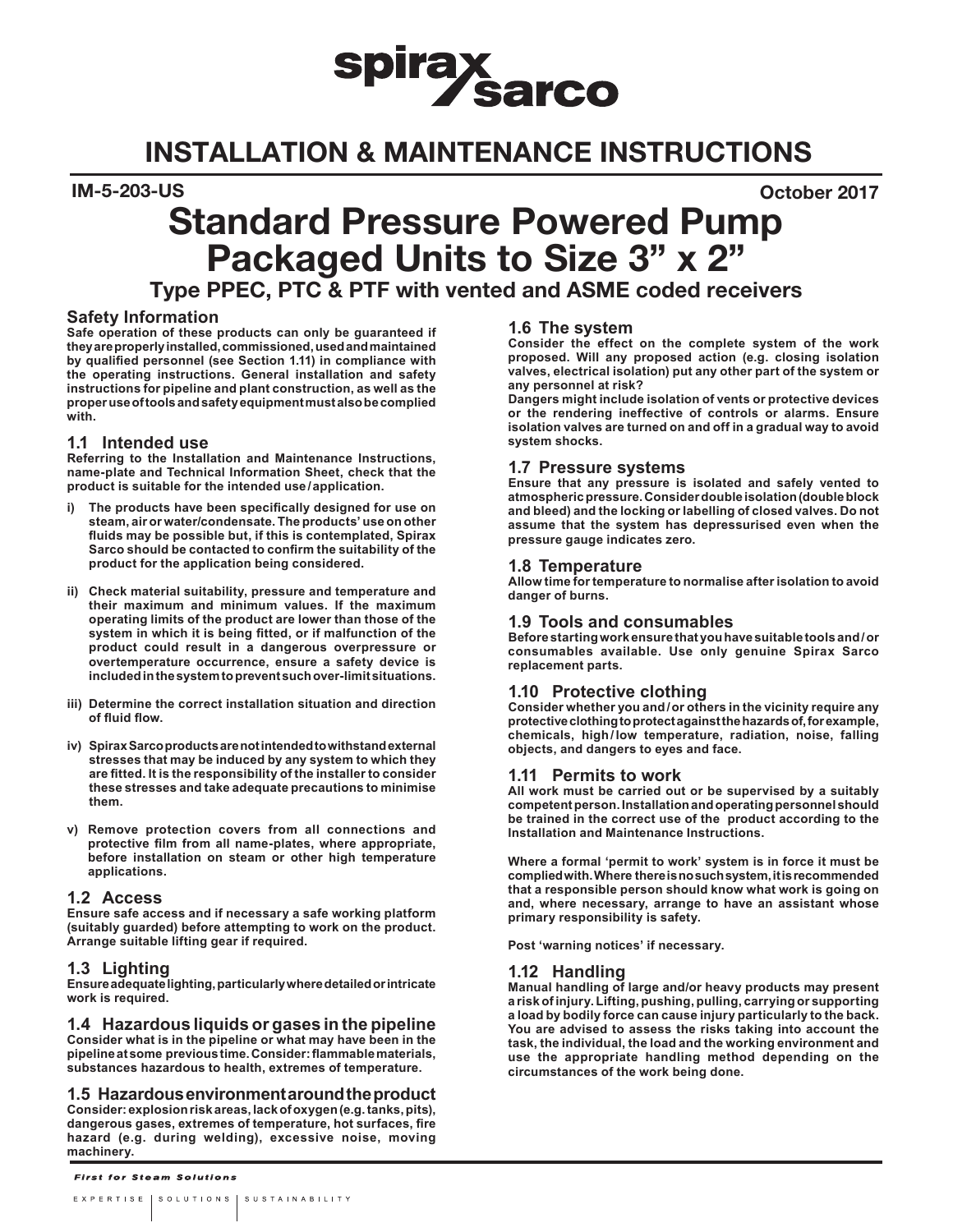spirax sarco

# INSTALLATION & MAINTENANCE INSTRUCTIONS

**IM-5-203-US** **October 2017**

# Standard Pressure Powered Pump Packaged Units to Size 3" x 2"

## Type PPEC, PTC & PTF with vented and ASME coded receivers

### Safety Information

**Safe operation of these products can only be guaranteed if they are properly installed, commissioned, used and maintained by qualified personnel (see Section 1.11) in compliance with the operating instructions. General installation and safety instructions for pipeline and plant construction, as well as the proper use of tools and safety equipment must also be complied with.**

### 1.1 Intended use

**Referring to the Installation and Maintenance Instructions, name-plate and Technical Information Sheet, check that the product is suitable for the intended use / application.**

- **i) The products have been specifically designed for use on steam, air or water/condensate. The products' use on other fluids may be possible but, if this is contemplated, Spirax Sarco should be contacted to confirm the suitability of the product for the application being considered.**
- **ii) Check material suitability, pressure and temperature and their maximum and minimum values. If the maximum operating limits of the product are lower than those of the system in which it is being fitted, or if malfunction of the product could result in a dangerous overpressure or overtemperature occurrence, ensure a safety device is included in the system to prevent such over-limit situations.**
- **iii) Determine the correct installation situation and direction of fluid flow.**
- **iv) Spirax Sarco products are not intended to withstand external stresses that may be induced by any system to which they are fitted. It is the responsibility of the installer to consider these stresses and take adequate precautions to minimise them.**
- **v) Remove protection covers from all connections and protective film from all name-plates, where appropriate, before installation on steam or other high temperature applications.**

### 1.2 Access

**Ensure safe access and if necessary a safe working platform (suitably guarded) before attempting to work on the product. Arrange suitable lifting gear if required.**

### 1.3 Lighting

**Ensure adequate lighting, particularly where detailed or intricate work is required.**

### 1.4 Hazardous liquids or gases in the pipeline

**Consider what is in the pipeline or what may have been in the pipeline at some previous time. Consider: flammable materials, substances hazardous to health, extremes of temperature.**

### 1.5 Hazardous environment around the product

**Consider: explosion risk areas, lack of oxygen (e.g. tanks, pits), dangerous gases, extremes of temperature, hot surfaces, fire hazard (e.g. during welding), excessive noise, moving machinery.**

### 1.6 The system

**Consider the effect on the complete system of the work proposed. Will any proposed action (e.g. closing isolation valves, electrical isolation) put any other part of the system or any personnel at risk?**

**Dangers might include isolation of vents or protective devices or the rendering ineffective of controls or alarms. Ensure isolation valves are turned on and off in a gradual way to avoid system shocks.**

### 1.7 Pressure systems

**Ensure that any pressure is isolated and safely vented to atmospheric pressure. Consider double isolation (double block and bleed) and the locking or labelling of closed valves. Do not assume that the system has depressurised even when the pressure gauge indicates zero.**

### 1.8 Temperature

**Allow time for temperature to normalise after isolation to avoid danger of burns.**

### 1.9 Tools and consumables

**Before starting work ensure that you have suitable tools and / or consumables available. Use only genuine Spirax Sarco replacement parts.**

### 1.10 Protective clothing

**Consider whether you and / or others in the vicinity require any protective clothing to protect against the hazards of, for example, chemicals, high / low temperature, radiation, noise, falling objects, and dangers to eyes and face.**

### 1.11 Permits to work

**All work must be carried out or be supervised by a suitably competent person. Installation and operating personnel should be trained in the correct use of the product according to the Installation and Maintenance Instructions.**

**Where a formal 'permit to work' system is in force it must be complied with. Where there is no such system, it is recommended that a responsible person should know what work is going on and, where necessary, arrange to have an assistant whose primary responsibility is safety.**

**Post 'warning notices' if necessary.**

### 1.12 Handling

**Manual handling of large and/or heavy products may present a risk of injury. Lifting, pushing, pulling, carrying or supporting a load by bodily force can cause injury particularly to the back. You are advised to assess the risks taking into account the task, the individual, the load and the working environment and use the appropriate handling method depending on the circumstances of the work being done.**

*First for Steam Solutions*

EXPERTISE | SOLUTIONS | SUSTAINABILITY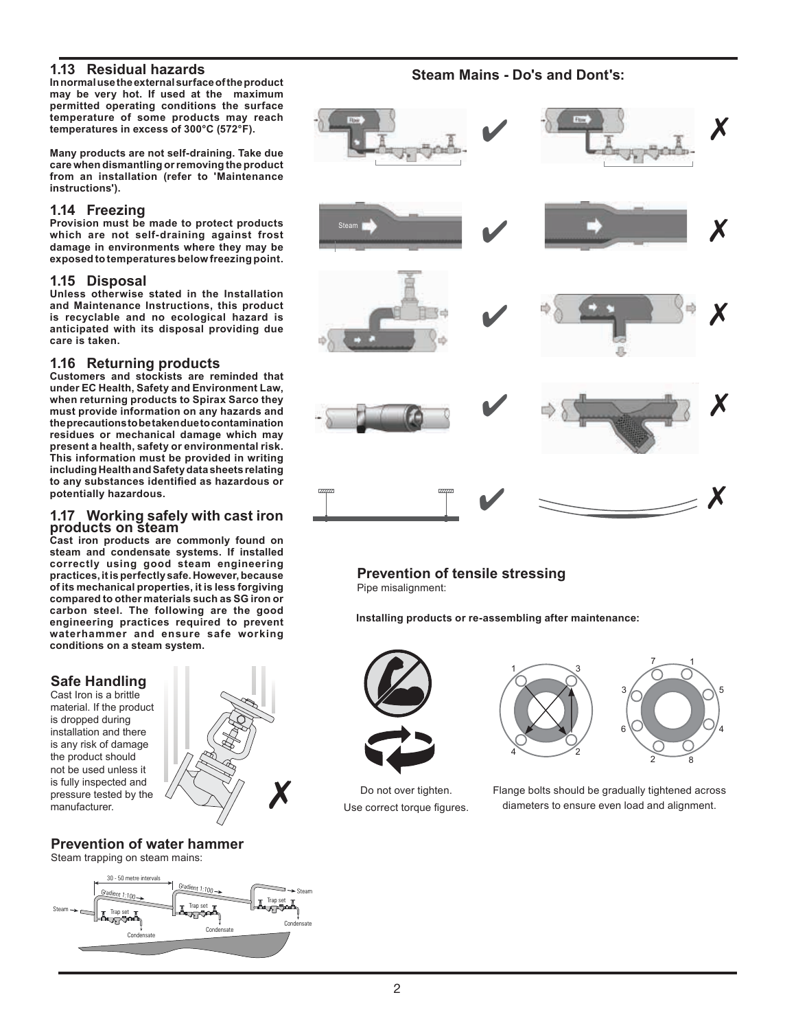## 1.13 Residual hazards

**In normal use the external surface of the product may be very hot. If used at the maximum permitted operating conditions the surface temperature of some products may reach temperatures in excess of 300°C (572°F).**

**Many products are not self-draining. Take due care when dismantling or removing the product from an installation (refer to 'Maintenance instructions').**

## 1.14 Freezing

**Provision must be made to protect products which are not self-draining against frost damage in environments where they may be exposed to temperatures below freezing point.**

## 1.15 Disposal

**Unless otherwise stated in the Installation and Maintenance Instructions, this product is recyclable and no ecological hazard is anticipated with its disposal providing due care is taken.**

## 1.16 Returning products

**Customers and stockists are reminded that under EC Health, Safety and Environment Law, when returning products to Spirax Sarco they must provide information on any hazards and the precautions to be taken due to contamination residues or mechanical damage which may present a health, safety or environmental risk. This information must be provided in writing including Health and Safety data sheets relating to any substances identified as hazardous or potentially hazardous.**

## 1.17 Working safely with cast iron products on steam

**Cast iron products are commonly found on steam and condensate systems. If installed correctly using good steam engineering practices, it is perfectly safe. However, because of its mechanical properties, it is less forgiving compared to other materials such as SG iron or carbon steel. The following are the good engineering practices required to prevent waterhammer and ensure safe working conditions on a steam system.**

### Safe Handling

Cast Iron is a brittle material. If the product is dropped during installation and there is any risk of damage the product should not be used unless it is fully inspected and pressure tested by the manufacturer.

### Prevention of water hammer

Steam trapping on steam mains:

30 - 50 metre intervals

Gradient 1:100

Steam

Trap set

Condensate

### Steam Mains - Do's and Dont's:

### Prevention of tensile stressing

Pipe misalignment:

**Installing products or re-assembling after maintenance:**

Do not over tighten.

Use correct torque figures.

Flange bolts should be gradually tightened across diameters to ensure even load and alignment.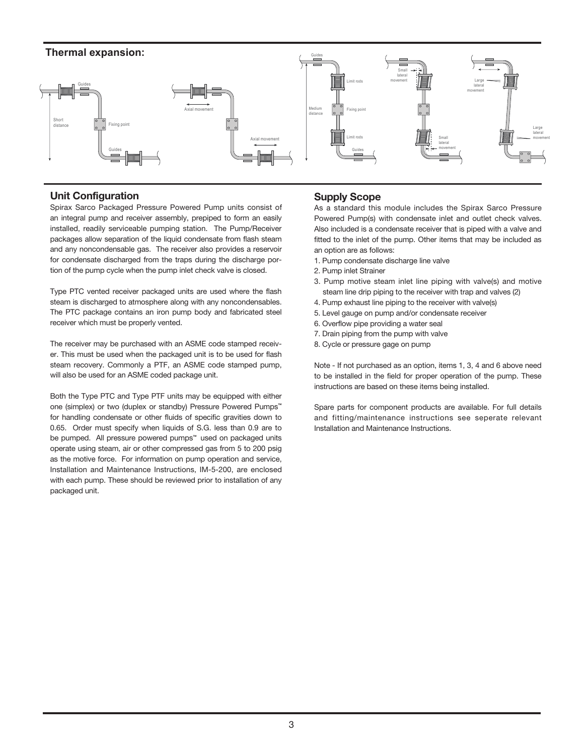## Thermal expansion:

## Unit Configuration

Spirax Sarco Packaged Pressure Powered Pump units consist of an integral pump and receiver assembly, prepiped to form an easily installed, readily serviceable pumping station. The Pump/Receiver packages allow separation of the liquid condensate from flash steam and any noncondensable gas. The receiver also provides a reservoir for condensate discharged from the traps during the discharge portion of the pump cycle when the pump inlet check valve is closed.

Type PTC vented receiver packaged units are used where the flash steam is discharged to atmosphere along with any noncondensables. The PTC package contains an iron pump body and fabricated steel receiver which must be properly vented.

The receiver may be purchased with an ASME code stamped receiver. This must be used when the packaged unit is to be used for flash steam recovery. Commonly a PTF, an ASME code stamped pump, will also be used for an ASME coded package unit.

Both the Type PTC and Type PTF units may be equipped with either one (simplex) or two (duplex or standby) Pressure Powered Pumps™ for handling condensate or other fluids of specific gravities down to 0.65. Order must specify when liquids of S.G. less than 0.9 are to be pumped. All pressure powered pumps™ used on packaged units operate using steam, air or other compressed gas from 5 to 200 psig as the motive force. For information on pump operation and service, Installation and Maintenance Instructions, IM-5-200, are enclosed with each pump. These should be reviewed prior to installation of any packaged unit.

## Supply Scope

As a standard this module includes the Spirax Sarco Pressure Powered Pump(s) with condensate inlet and outlet check valves. Also included is a condensate receiver that is piped with a valve and fitted to the inlet of the pump. Other items that may be included as an option are as follows:

1. Pump condensate discharge line valve
2. Pump inlet Strainer
3. Pump motive steam inlet line piping with valve(s) and motive steam line drip piping to the receiver with trap and valves (2)
4. Pump exhaust line piping to the receiver with valve(s)
5. Level gauge on pump and/or condensate receiver
6. Overflow pipe providing a water seal
7. Drain piping from the pump with valve
8. Cycle or pressure gage on pump

Note - If not purchased as an option, items 1, 3, 4 and 6 above need to be installed in the field for proper operation of the pump. These instructions are based on these items being installed.

Spare parts for component products are available. For full details and fitting/maintenance instructions see seperate relevant Installation and Maintenance Instructions.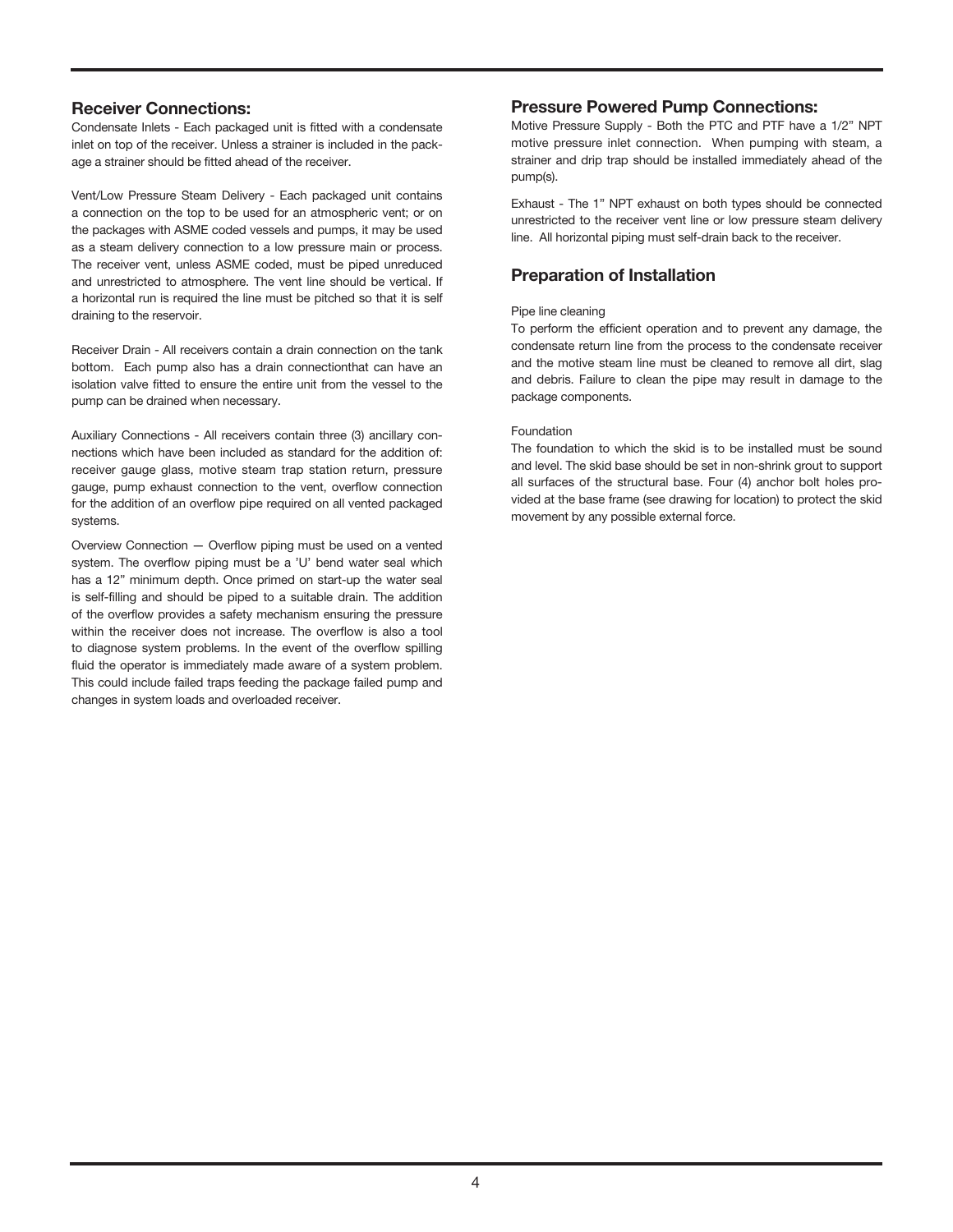## Receiver Connections:

Condensate Inlets - Each packaged unit is fitted with a condensate inlet on top of the receiver. Unless a strainer is included in the package a strainer should be fitted ahead of the receiver.

Vent/Low Pressure Steam Delivery - Each packaged unit contains a connection on the top to be used for an atmospheric vent; or on the packages with ASME coded vessels and pumps, it may be used as a steam delivery connection to a low pressure main or process. The receiver vent, unless ASME coded, must be piped unreduced and unrestricted to atmosphere. The vent line should be vertical. If a horizontal run is required the line must be pitched so that it is self draining to the reservoir.

Receiver Drain - All receivers contain a drain connection on the tank bottom. Each pump also has a drain connectionthat can have an isolation valve fitted to ensure the entire unit from the vessel to the pump can be drained when necessary.

Auxiliary Connections - All receivers contain three (3) ancillary connections which have been included as standard for the addition of: receiver gauge glass, motive steam trap station return, pressure gauge, pump exhaust connection to the vent, overflow connection for the addition of an overflow pipe required on all vented packaged systems.

Overview Connection — Overflow piping must be used on a vented system. The overflow piping must be a 'U' bend water seal which has a 12" minimum depth. Once primed on start-up the water seal is self-filling and should be piped to a suitable drain. The addition of the overflow provides a safety mechanism ensuring the pressure within the receiver does not increase. The overflow is also a tool to diagnose system problems. In the event of the overflow spilling fluid the operator is immediately made aware of a system problem. This could include failed traps feeding the package failed pump and changes in system loads and overloaded receiver.

## Pressure Powered Pump Connections:

Motive Pressure Supply - Both the PTC and PTF have a 1/2" NPT motive pressure inlet connection. When pumping with steam, a strainer and drip trap should be installed immediately ahead of the pump(s).

Exhaust - The 1" NPT exhaust on both types should be connected unrestricted to the receiver vent line or low pressure steam delivery line. All horizontal piping must self-drain back to the receiver.

## Preparation of Installation

Pipe line cleaning

To perform the efficient operation and to prevent any damage, the condensate return line from the process to the condensate receiver and the motive steam line must be cleaned to remove all dirt, slag and debris. Failure to clean the pipe may result in damage to the package components.

Foundation

The foundation to which the skid is to be installed must be sound and level. The skid base should be set in non-shrink grout to support all surfaces of the structural base. Four (4) anchor bolt holes provided at the base frame (see drawing for location) to protect the skid movement by any possible external force.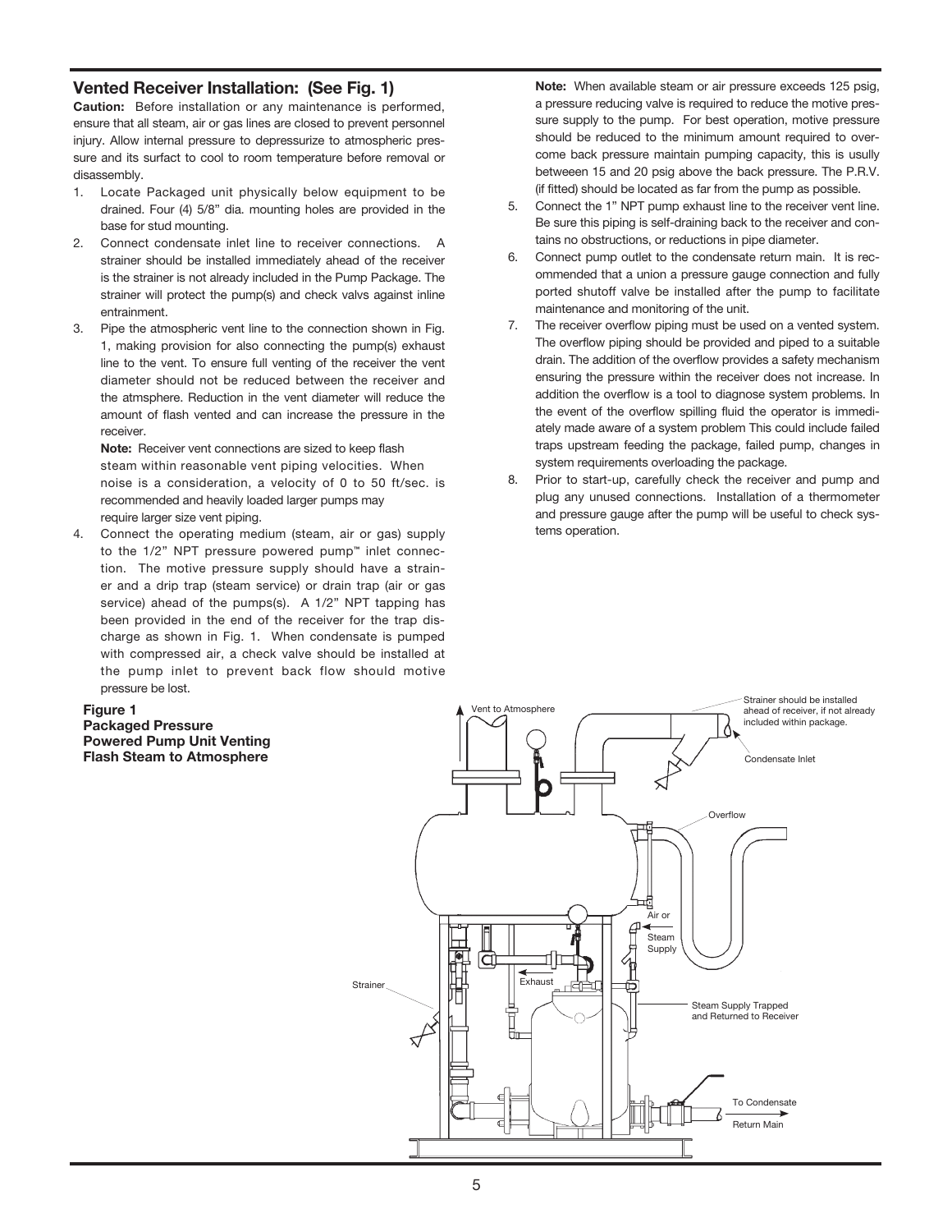## Vented Receiver Installation: (See Fig. 1)

**Caution:** Before installation or any maintenance is performed, ensure that all steam, air or gas lines are closed to prevent personnel injury. Allow internal pressure to depressurize to atmospheric pressure and its surfact to cool to room temperature before removal or disassembly.

1. Locate Packaged unit physically below equipment to be drained. Four (4) 5/8" dia. mounting holes are provided in the base for stud mounting.
2. Connect condensate inlet line to receiver connections. A strainer should be installed immediately ahead of the receiver is the strainer is not already included in the Pump Package. The strainer will protect the pump(s) and check valvs against inline entrainment.
3. Pipe the atmospheric vent line to the connection shown in Fig. 1, making provision for also connecting the pump(s) exhaust line to the vent. To ensure full venting of the receiver the vent diameter should not be reduced between the receiver and the atmsphere. Reduction in the vent diameter will reduce the amount of flash vented and can increase the pressure in the receiver.

   **Note:** Receiver vent connections are sized to keep flash steam within reasonable vent piping velocities. When noise is a consideration, a velocity of 0 to 50 ft/sec. is recommended and heavily loaded larger pumps may require larger size vent piping.
4. Connect the operating medium (steam, air or gas) supply to the 1/2" NPT pressure powered pump™ inlet connection. The motive pressure supply should have a strainer and a drip trap (steam service) or drain trap (air or gas service) ahead of the pumps(s). A 1/2" NPT tapping has been provided in the end of the receiver for the trap discharge as shown in Fig. 1. When condensate is pumped with compressed air, a check valve should be installed at the pump inlet to prevent back flow should motive pressure be lost.

   **Note:** When available steam or air pressure exceeds 125 psig, a pressure reducing valve is required to reduce the motive pressure supply to the pump. For best operation, motive pressure should be reduced to the minimum amount required to overcome back pressure maintain pumping capacity, this is usully betweeen 15 and 20 psig above the back pressure. The P.R.V. (if fitted) should be located as far from the pump as possible.
5. Connect the 1" NPT pump exhaust line to the receiver vent line. Be sure this piping is self-draining back to the receiver and contains no obstructions, or reductions in pipe diameter.
6. Connect pump outlet to the condensate return main. It is recommended that a union a pressure gauge connection and fully ported shutoff valve be installed after the pump to facilitate maintenance and monitoring of the unit.
7. The receiver overflow piping must be used on a vented system. The overflow piping should be provided and piped to a suitable drain. The addition of the overflow provides a safety mechanism ensuring the pressure within the receiver does not increase. In addition the overflow is a tool to diagnose system problems. In the event of the overflow spilling fluid the operator is immediately made aware of a system problem This could include failed traps upstream feeding the package, failed pump, changes in system requirements overloading the package.
8. Prior to start-up, carefully check the receiver and pump and plug any unused connections. Installation of a thermometer and pressure gauge after the pump will be useful to check systems operation.

**Figure 1**
**Packaged Pressure Powered Pump Unit Venting Flash Steam to Atmosphere**

Vent to Atmosphere

Strainer should be installed ahead of receiver, if not already included within package.

Condensate Inlet

Overflow

Air or Steam Supply

Exhaust

Strainer

Steam Supply Trapped and Returned to Receiver

To Condensate Return Main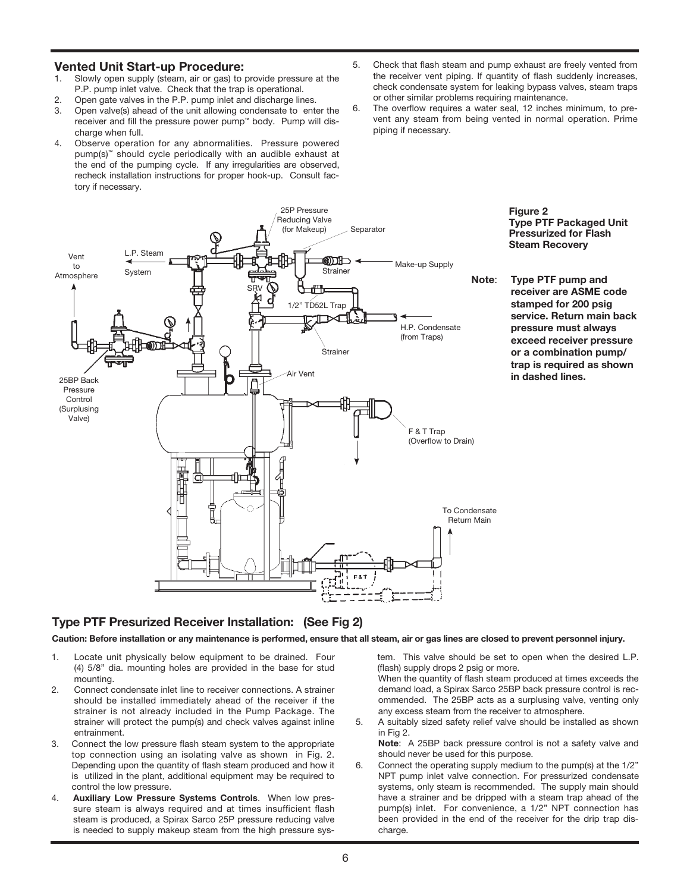## Vented Unit Start-up Procedure:

1. Slowly open supply (steam, air or gas) to provide pressure at the P.P. pump inlet valve. Check that the trap is operational.
2. Open gate valves in the P.P. pump inlet and discharge lines.
3. Open valve(s) ahead of the unit allowing condensate to enter the receiver and fill the pressure power pump™ body. Pump will discharge when full.
4. Observe operation for any abnormalities. Pressure powered pump(s)™ should cycle periodically with an audible exhaust at the end of the pumping cycle. If any irregularities are observed, recheck installation instructions for proper hook-up. Consult factory if necessary.
5. Check that flash steam and pump exhaust are freely vented from the receiver vent piping. If quantity of flash suddenly increases, check condensate system for leaking bypass valves, steam traps or other similar problems requiring maintenance.
6. The overflow requires a water seal, 12 inches minimum, to prevent any steam from being vented in normal operation. Prime piping if necessary.

25P Pressure Reducing Valve (for Makeup)
Separator
Vent to Atmosphere
L.P. Steam System
Strainer
Make-up Supply
SRV
1/2" TD52L Trap
H.P. Condensate (from Traps)
Strainer
Air Vent
25BP Back Pressure Control (Surplusing Valve)
F & T Trap (Overflow to Drain)
To Condensate Return Main
F&T

**Figure 2**
**Type PTF Packaged Unit Pressurized for Flash Steam Recovery**

**Note**: **Type PTF pump and receiver are ASME code stamped for 200 psig service. Return main back pressure must always exceed receiver pressure or a combination pump/trap is required as shown in dashed lines.**

## Type PTF Presurized Receiver Installation: (See Fig 2)

**Caution: Before installation or any maintenance is performed, ensure that all steam, air or gas lines are closed to prevent personnel injury.**

1. Locate unit physically below equipment to be drained. Four (4) 5/8" dia. mounting holes are provided in the base for stud mounting.
2. Connect condensate inlet line to receiver connections. A strainer should be installed immediately ahead of the receiver if the strainer is not already included in the Pump Package. The strainer will protect the pump(s) and check valves against inline entrainment.
3. Connect the low pressure flash steam system to the appropriate top connection using an isolating valve as shown in Fig. 2. Depending upon the quantity of flash steam produced and how it is utilized in the plant, additional equipment may be required to control the low pressure.
4. **Auxiliary Low Pressure Systems Controls**. When low pressure steam is always required and at times insufficient flash steam is produced, a Spirax Sarco 25P pressure reducing valve is needed to supply makeup steam from the high pressure system. This valve should be set to open when the desired L.P. (flash) supply drops 2 psig or more.
   When the quantity of flash steam produced at times exceeds the demand load, a Spirax Sarco 25BP back pressure control is recommended. The 25BP acts as a surplusing valve, venting only any excess steam from the receiver to atmosphere.
5. A suitably sized safety relief valve should be installed as shown in Fig 2.
   **Note**: A 25BP back pressure control is not a safety valve and should never be used for this purpose.
6. Connect the operating supply medium to the pump(s) at the 1/2" NPT pump inlet valve connection. For pressurized condensate systems, only steam is recommended. The supply main should have a strainer and be dripped with a steam trap ahead of the pump(s) inlet. For convenience, a 1/2" NPT connection has been provided in the end of the receiver for the drip trap discharge.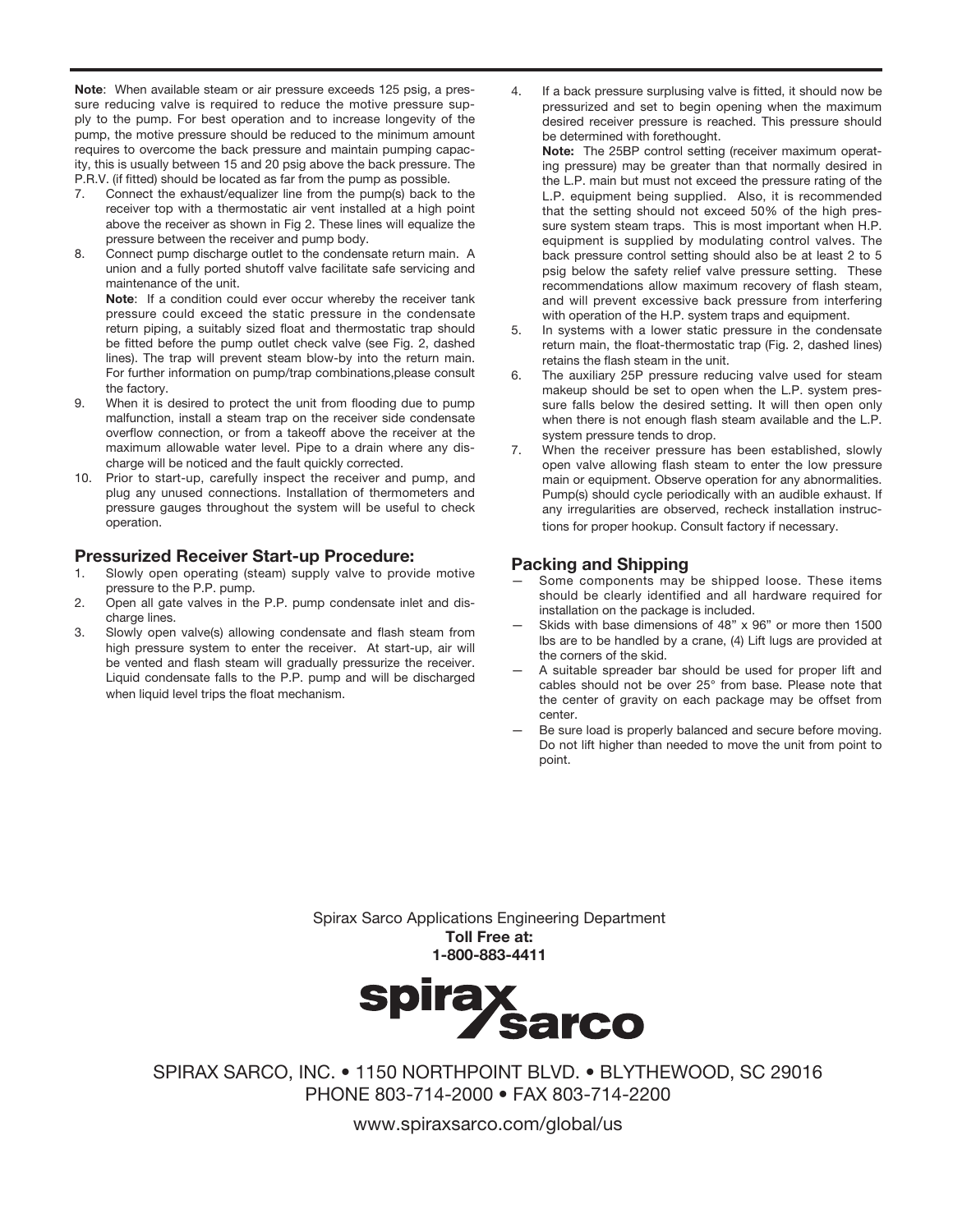**Note**: When available steam or air pressure exceeds 125 psig, a pressure reducing valve is required to reduce the motive pressure supply to the pump. For best operation and to increase longevity of the pump, the motive pressure should be reduced to the minimum amount requires to overcome the back pressure and maintain pumping capacity, this is usually between 15 and 20 psig above the back pressure. The P.R.V. (if fitted) should be located as far from the pump as possible.

7. Connect the exhaust/equalizer line from the pump(s) back to the receiver top with a thermostatic air vent installed at a high point above the receiver as shown in Fig 2. These lines will equalize the pressure between the receiver and pump body.
8. Connect pump discharge outlet to the condensate return main. A union and a fully ported shutoff valve facilitate safe servicing and maintenance of the unit.

   **Note**: If a condition could ever occur whereby the receiver tank pressure could exceed the static pressure in the condensate return piping, a suitably sized float and thermostatic trap should be fitted before the pump outlet check valve (see Fig. 2, dashed lines). The trap will prevent steam blow-by into the return main. For further information on pump/trap combinations,please consult the factory.
9. When it is desired to protect the unit from flooding due to pump malfunction, install a steam trap on the receiver side condensate overflow connection, or from a takeoff above the receiver at the maximum allowable water level. Pipe to a drain where any discharge will be noticed and the fault quickly corrected.
10. Prior to start-up, carefully inspect the receiver and pump, and plug any unused connections. Installation of thermometers and pressure gauges throughout the system will be useful to check operation.

## Pressurized Receiver Start-up Procedure:

1. Slowly open operating (steam) supply valve to provide motive pressure to the P.P. pump.
2. Open all gate valves in the P.P. pump condensate inlet and discharge lines.
3. Slowly open valve(s) allowing condensate and flash steam from high pressure system to enter the receiver. At start-up, air will be vented and flash steam will gradually pressurize the receiver. Liquid condensate falls to the P.P. pump and will be discharged when liquid level trips the float mechanism.
4. If a back pressure surplusing valve is fitted, it should now be pressurized and set to begin opening when the maximum desired receiver pressure is reached. This pressure should be determined with forethought.

   **Note:** The 25BP control setting (receiver maximum operating pressure) may be greater than that normally desired in the L.P. main but must not exceed the pressure rating of the L.P. equipment being supplied. Also, it is recommended that the setting should not exceed 50% of the high pressure system steam traps. This is most important when H.P. equipment is supplied by modulating control valves. The back pressure control setting should also be at least 2 to 5 psig below the safety relief valve pressure setting. These recommendations allow maximum recovery of flash steam, and will prevent excessive back pressure from interfering with operation of the H.P. system traps and equipment.
5. In systems with a lower static pressure in the condensate return main, the float-thermostatic trap (Fig. 2, dashed lines) retains the flash steam in the unit.
6. The auxiliary 25P pressure reducing valve used for steam makeup should be set to open when the L.P. system pressure falls below the desired setting. It will then open only when there is not enough flash steam available and the L.P. system pressure tends to drop.
7. When the receiver pressure has been established, slowly open valve allowing flash steam to enter the low pressure main or equipment. Observe operation for any abnormalities. Pump(s) should cycle periodically with an audible exhaust. If any irregularities are observed, recheck installation instructions for proper hookup. Consult factory if necessary.

## Packing and Shipping

— Some components may be shipped loose. These items should be clearly identified and all hardware required for installation on the package is included.

— Skids with base dimensions of 48" x 96" or more then 1500 lbs are to be handled by a crane, (4) Lift lugs are provided at the corners of the skid.

— A suitable spreader bar should be used for proper lift and cables should not be over 25° from base. Please note that the center of gravity on each package may be offset from center.

— Be sure load is properly balanced and secure before moving. Do not lift higher than needed to move the unit from point to point.

Spirax Sarco Applications Engineering Department
**Toll Free at:**
**1-800-883-4411**

spirax sarco

SPIRAX SARCO, INC. • 1150 NORTHPOINT BLVD. • BLYTHEWOOD, SC 29016
PHONE 803-714-2000 • FAX 803-714-2200

www.spiraxsarco.com/global/us